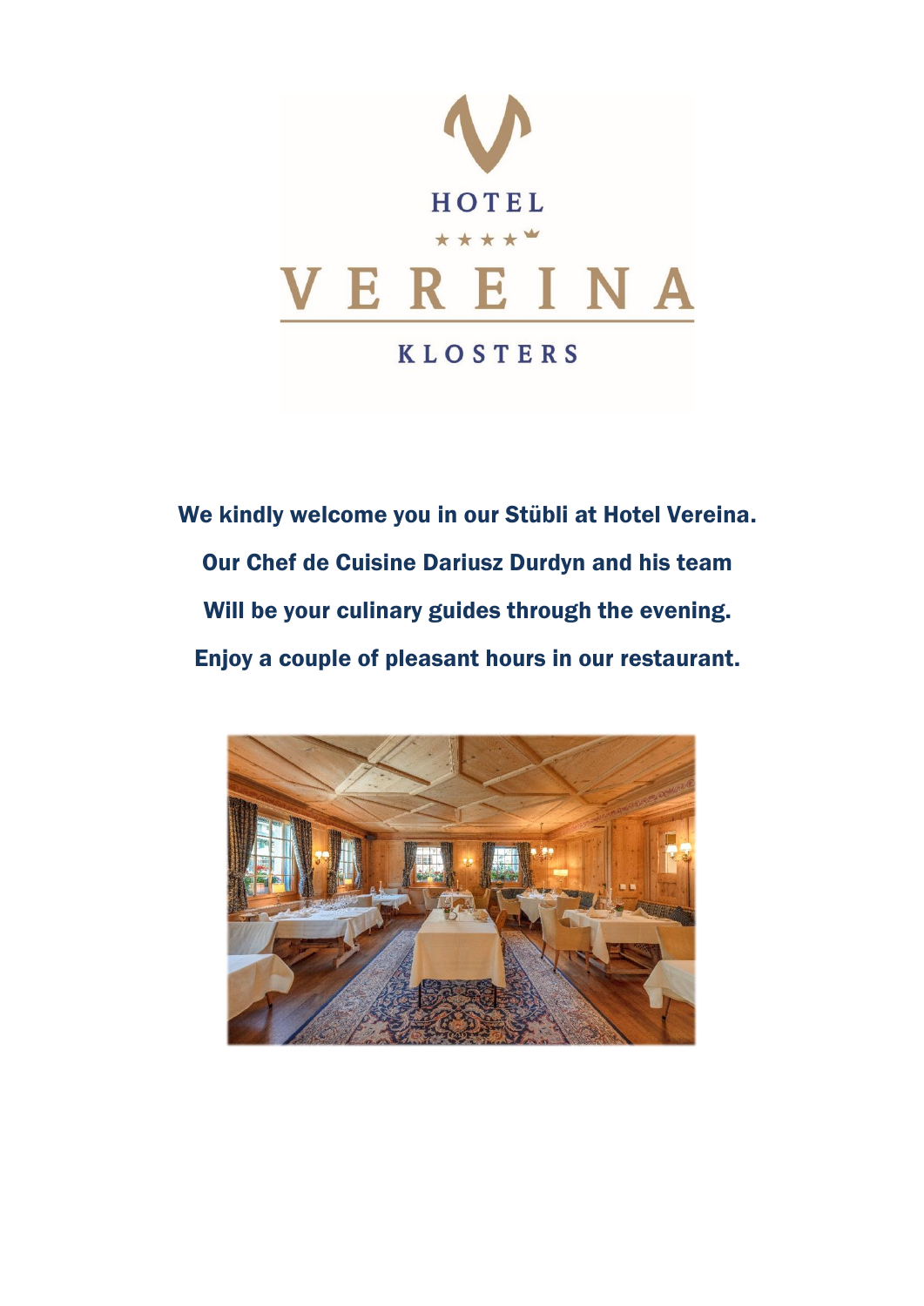HOTEL

VEREINA

KLOSTERS

**We kindly welcome you in our Stübli at Hotel Vereina.**

**Our Chef de Cuisine Dariusz Durdyn and his team**

**Will be your culinary guides through the evening.**

**Enjoy a couple of pleasant hours in our restaurant.**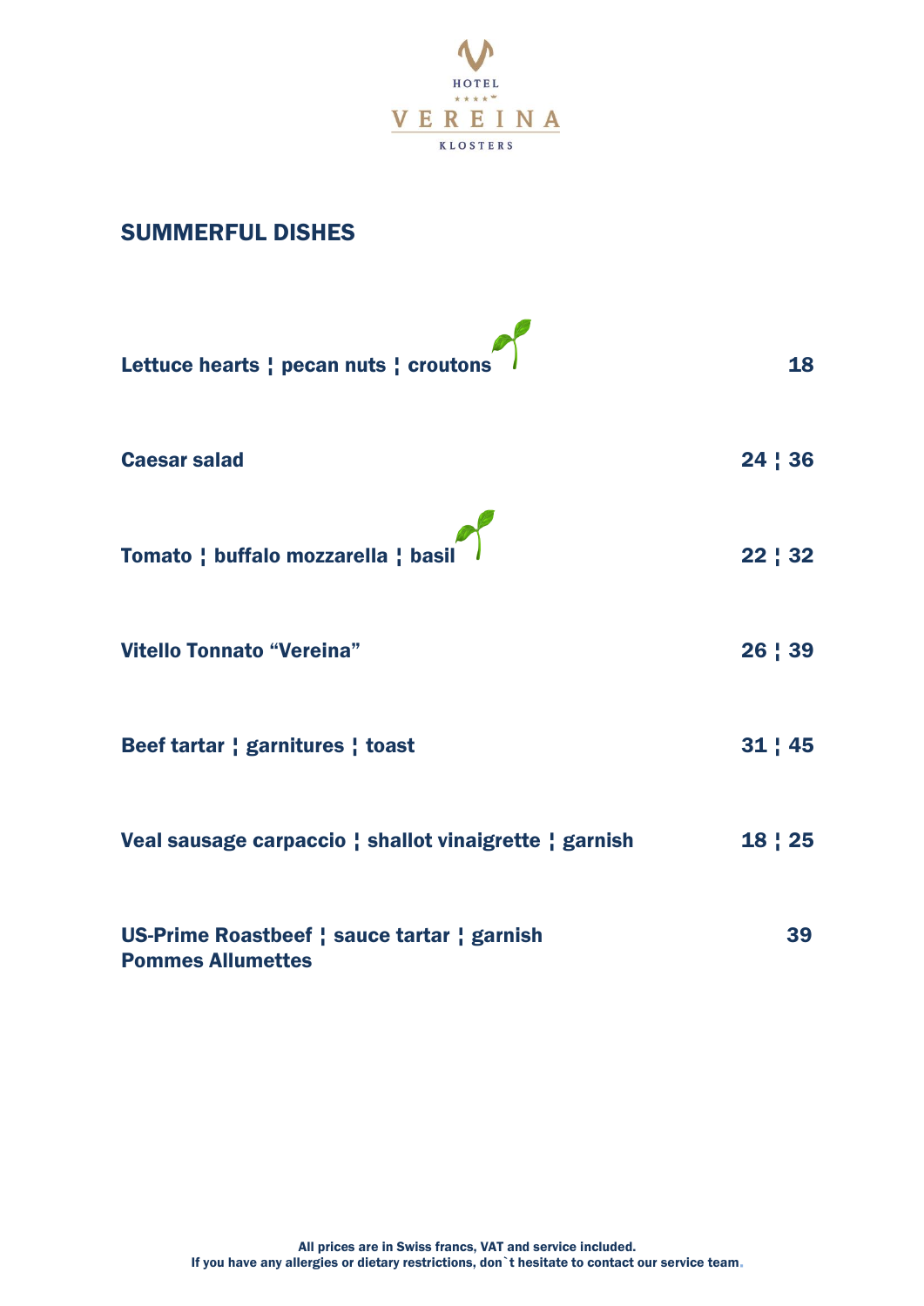HOTEL

VEREINA

KLOSTERS

## SUMMERFUL DISHES

| Dish | Price |
|---|---|
| **Lettuce hearts ¦ pecan nuts ¦ croutons** 🌱 | **18** |
| **Caesar salad** | **24 ¦ 36** |
| **Tomato ¦ buffalo mozzarella ¦ basil** 🌱 | **22 ¦ 32** |
| **Vitello Tonnato "Vereina"** | **26 ¦ 39** |
| **Beef tartar ¦ garnitures ¦ toast** | **31 ¦ 45** |
| **Veal sausage carpaccio ¦ shallot vinaigrette ¦ garnish** | **18 ¦ 25** |
| **US-Prime Roastbeef ¦ sauce tartar ¦ garnish Pommes Allumettes** | **39** |

**All prices are in Swiss francs, VAT and service included.**
**If you have any allergies or dietary restrictions, don`t hesitate to contact our service team.**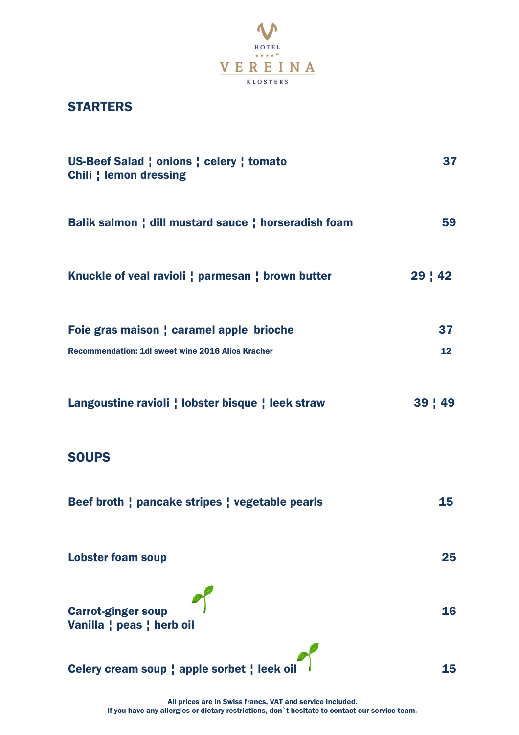HOTEL ★★★★
VEREINA
KLOSTERS

## STARTERS

| | |
|---|---|
| **US-Beef Salad ¦ onions ¦ celery ¦ tomato Chili ¦ lemon dressing** | **37** |
| **Balik salmon ¦ dill mustard sauce ¦ horseradish foam** | **59** |
| **Knuckle of veal ravioli ¦ parmesan ¦ brown butter** | **29 ¦ 42** |
| **Foie gras maison ¦ caramel apple brioche** | **37** |
| **Recommendation: 1dl sweet wine 2016 Alios Kracher** | **12** |
| **Langoustine ravioli ¦ lobster bisque ¦ leek straw** | **39 ¦ 49** |

## SOUPS

| | |
|---|---|
| **Beef broth ¦ pancake stripes ¦ vegetable pearls** | **15** |
| **Lobster foam soup** | **25** |
| **Carrot-ginger soup Vanilla ¦ peas ¦ herb oil** 🌱 | **16** |
| **Celery cream soup ¦ apple sorbet ¦ leek oil** 🌱 | **15** |

**All prices are in Swiss francs, VAT and service included.**
**If you have any allergies or dietary restrictions, don`t hesitate to contact our service team.**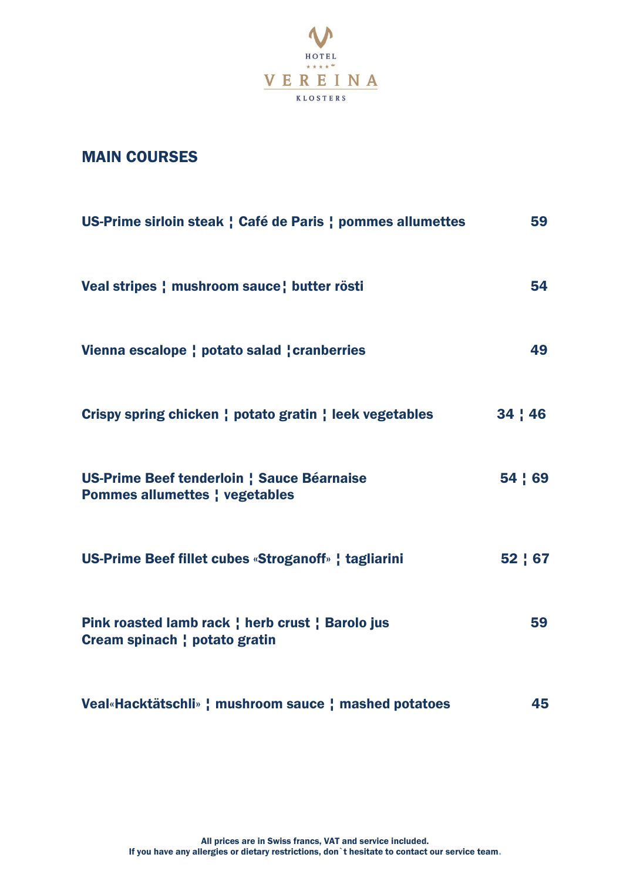HOTEL

★★★★

VEREINA

KLOSTERS

## MAIN COURSES

**US-Prime sirloin steak ¦ Café de Paris ¦ pommes allumettes** **59**

**Veal stripes ¦ mushroom sauce¦ butter rösti** **54**

**Vienna escalope ¦ potato salad ¦cranberries** **49**

**Crispy spring chicken ¦ potato gratin ¦ leek vegetables** **34 ¦ 46**

**US-Prime Beef tenderloin ¦ Sauce Béarnaise**
**Pommes allumettes ¦ vegetables** **54 ¦ 69**

**US-Prime Beef fillet cubes «Stroganoff» ¦ tagliarini** **52 ¦ 67**

**Pink roasted lamb rack ¦ herb crust ¦ Barolo jus**
**Cream spinach ¦ potato gratin** **59**

**Veal«Hacktätschli» ¦ mushroom sauce ¦ mashed potatoes** **45**

**All prices are in Swiss francs, VAT and service included.**
**If you have any allergies or dietary restrictions, don`t hesitate to contact our service team.**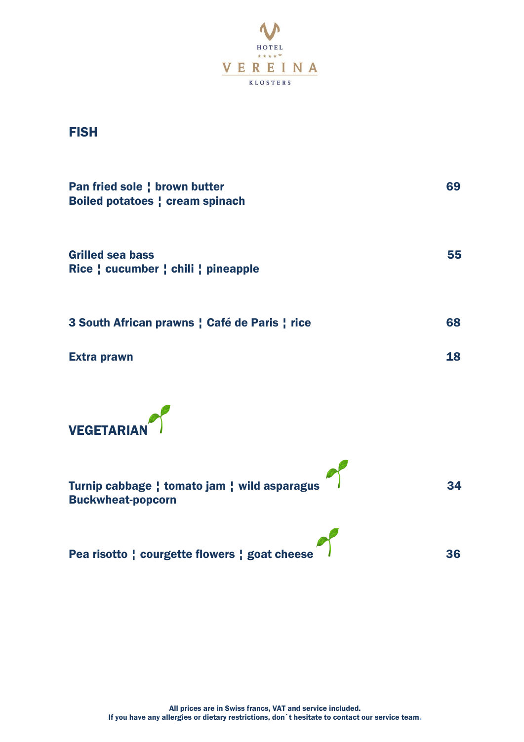HOTEL

VEREINA

KLOSTERS

## FISH

**Pan fried sole ¦ brown butter**
**Boiled potatoes ¦ cream spinach** — **69**

**Grilled sea bass**
**Rice ¦ cucumber ¦ chili ¦ pineapple** — **55**

**3 South African prawns ¦ Café de Paris ¦ rice** — **68**

**Extra prawn** — **18**

## VEGETARIAN 🌱

**Turnip cabbage ¦ tomato jam ¦ wild asparagus** 🌱
**Buckwheat-popcorn** — **34**

**Pea risotto ¦ courgette flowers ¦ goat cheese** 🌱 — **36**

All prices are in Swiss francs, VAT and service included.
If you have any allergies or dietary restrictions, don`t hesitate to contact our service team.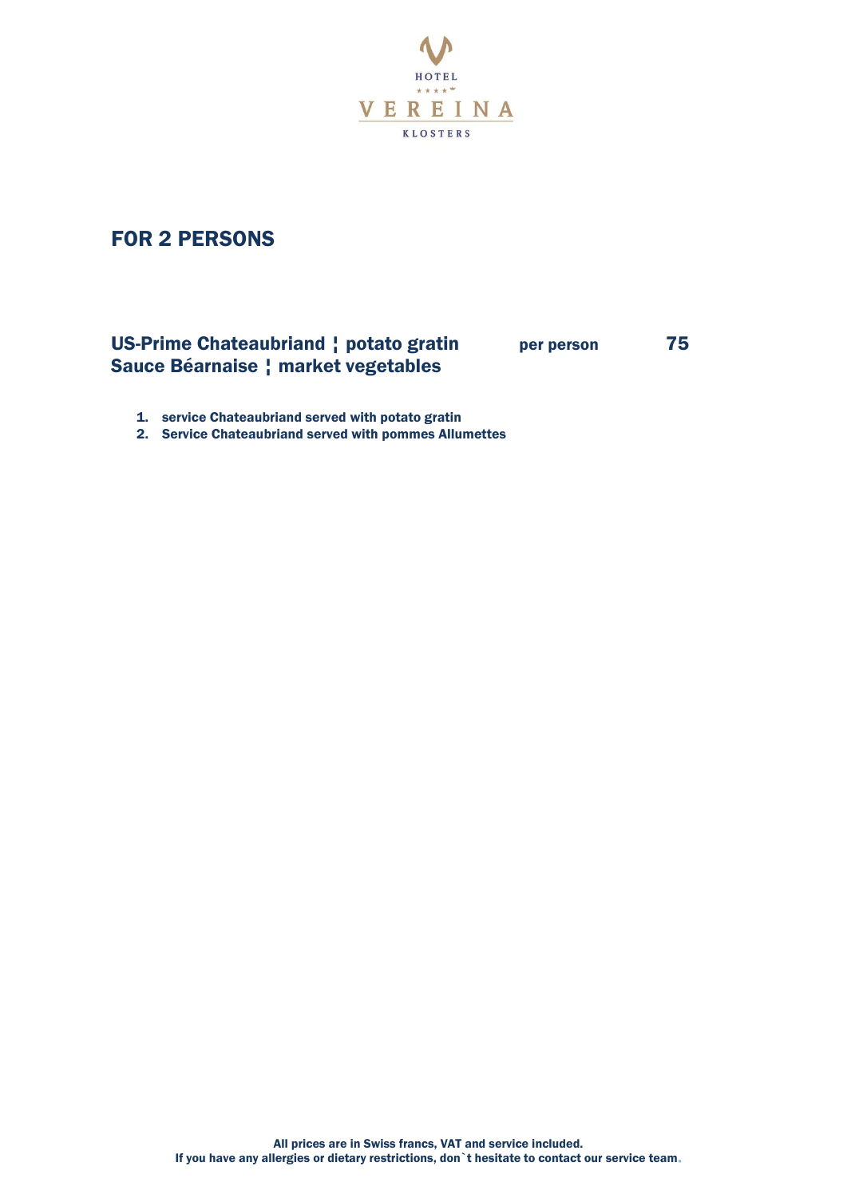HOTEL
VEREINA
KLOSTERS

## FOR 2 PERSONS

| | | |
|---|---|---|
| **US-Prime Chateaubriand ¦ potato gratin Sauce Béarnaise ¦ market vegetables** | **per person** | **75** |

1. **service Chateaubriand served with potato gratin**
2. **Service Chateaubriand served with pommes Allumettes**

**All prices are in Swiss francs, VAT and service included.**
**If you have any allergies or dietary restrictions, don`t hesitate to contact our service team.**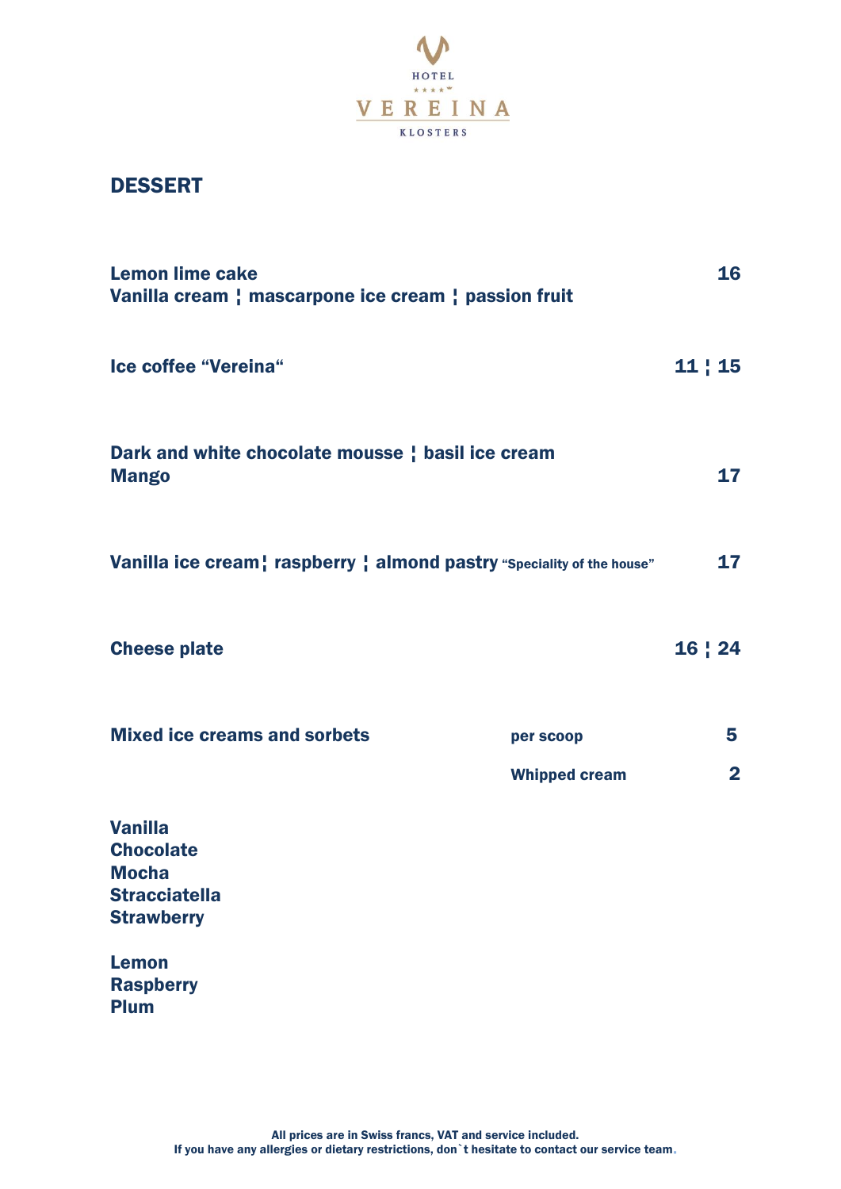HOTEL

VEREINA

KLOSTERS

## DESSERT

**Lemon lime cake** **16**
**Vanilla cream ¦ mascarpone ice cream ¦ passion fruit**

**Ice coffee “Vereina“** **11 ¦ 15**

**Dark and white chocolate mousse ¦ basil ice cream**
**Mango** **17**

**Vanilla ice cream¦ raspberry ¦ almond pastry** “Speciality of the house” **17**

**Cheese plate** **16 ¦ 24**

**Mixed ice creams and sorbets** per scoop **5**

Whipped cream **2**

**Vanilla**
**Chocolate**
**Mocha**
**Stracciatella**
**Strawberry**

**Lemon**
**Raspberry**
**Plum**

All prices are in Swiss francs, VAT and service included.
If you have any allergies or dietary restrictions, don`t hesitate to contact our service team.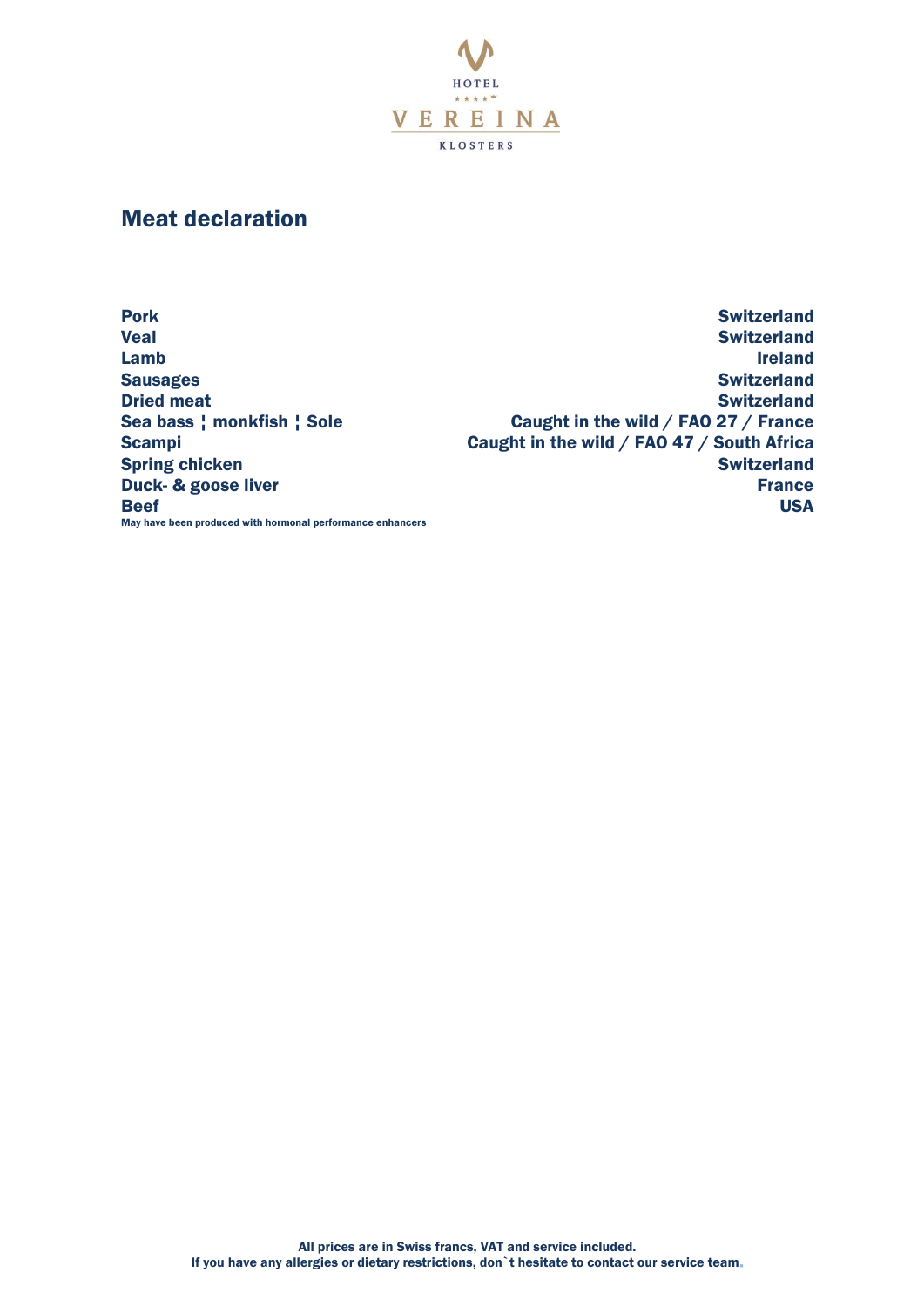HOTEL
VEREINA
KLOSTERS

## Meat declaration

| | |
|---|---|
| **Pork** | **Switzerland** |
| **Veal** | **Switzerland** |
| **Lamb** | **Ireland** |
| **Sausages** | **Switzerland** |
| **Dried meat** | **Switzerland** |
| **Sea bass ¦ monkfish ¦ Sole** | **Caught in the wild / FAO 27 / France** |
| **Scampi** | **Caught in the wild / FAO 47 / South Africa** |
| **Spring chicken** | **Switzerland** |
| **Duck- & goose liver** | **France** |
| **Beef** | **USA** |

**May have been produced with hormonal performance enhancers**

**All prices are in Swiss francs, VAT and service included.**
**If you have any allergies or dietary restrictions, don`t hesitate to contact our service team.**